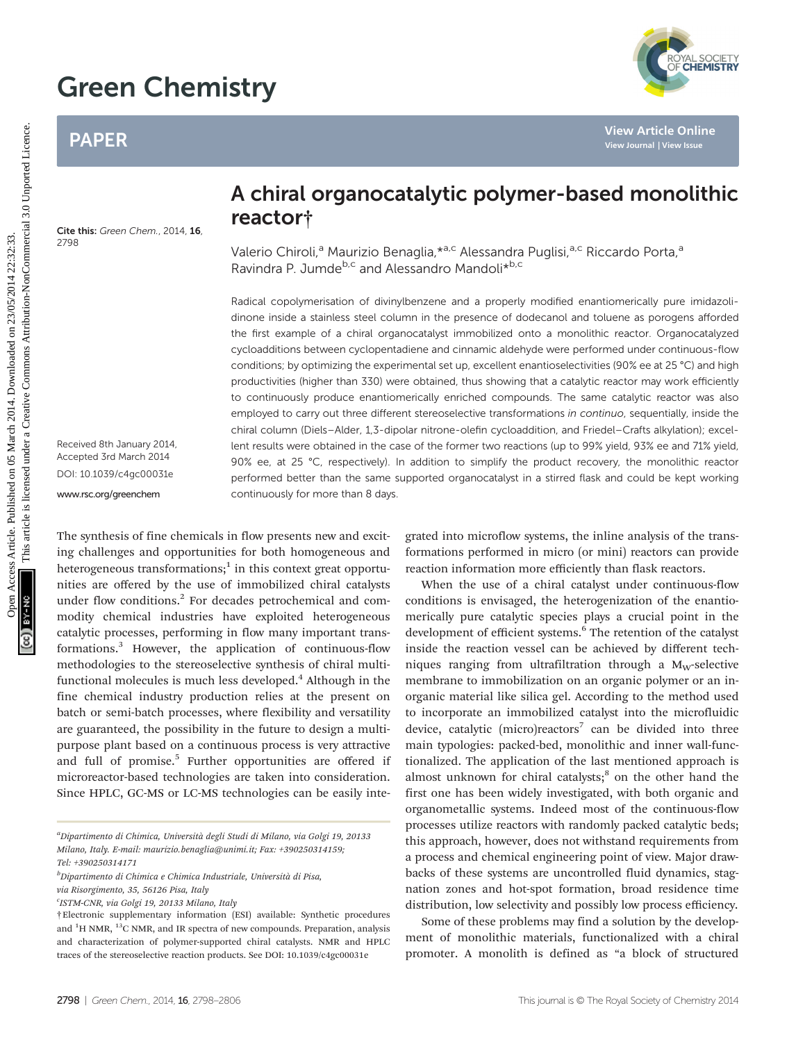# Green Chemistry

## PAPER

Cite this: *Green Chem.*, 2014, **16**, 2798

# A chiral organocatalytic polymer-based monolithic reactor†

Valerio Chiroli,[a] Maurizio Benaglia,*[a,c] Alessandra Puglisi,[a,c] Riccardo Porta,[a] Ravindra P. Jumde[b,c] and Alessandro Mandoli*[b,c]

Received 8th January 2014, Accepted 3rd March 2014

DOI: 10.1039/c4gc00031e

www.rsc.org/greenchem

Radical copolymerisation of divinylbenzene and a properly modified enantiomerically pure imidazolidinone inside a stainless steel column in the presence of dodecanol and toluene as porogens afforded the first example of a chiral organocatalyst immobilized onto a monolithic reactor. Organocatalyzed cycloadditions between cyclopentadiene and cinnamic aldehyde were performed under continuous-flow conditions; by optimizing the experimental set up, excellent enantioselectivities (90% ee at 25 °C) and high productivities (higher than 330) were obtained, thus showing that a catalytic reactor may work efficiently to continuously produce enantiomerically enriched compounds. The same catalytic reactor was also employed to carry out three different stereoselective transformations *in continuo*, sequentially, inside the chiral column (Diels–Alder, 1,3-dipolar nitrone-olefin cycloaddition, and Friedel–Crafts alkylation); excellent results were obtained in the case of the former two reactions (up to 99% yield, 93% ee and 71% yield, 90% ee, at 25 °C, respectively). In addition to simplify the product recovery, the monolithic reactor performed better than the same supported organocatalyst in a stirred flask and could be kept working continuously for more than 8 days.

The synthesis of fine chemicals in flow presents new and exciting challenges and opportunities for both homogeneous and heterogeneous transformations;[1] in this context great opportunities are offered by the use of immobilized chiral catalysts under flow conditions.[2] For decades petrochemical and commodity chemical industries have exploited heterogeneous catalytic processes, performing in flow many important transformations.[3] However, the application of continuous-flow methodologies to the stereoselective synthesis of chiral multifunctional molecules is much less developed.[4] Although in the fine chemical industry production relies at the present on batch or semi-batch processes, where flexibility and versatility are guaranteed, the possibility in the future to design a multipurpose plant based on a continuous process is very attractive and full of promise.[5] Further opportunities are offered if microreactor-based technologies are taken into consideration. Since HPLC, GC-MS or LC-MS technologies can be easily integrated into microflow systems, the inline analysis of the transformations performed in micro (or mini) reactors can provide reaction information more efficiently than flask reactors.

When the use of a chiral catalyst under continuous-flow conditions is envisaged, the heterogenization of the enantiomerically pure catalytic species plays a crucial point in the development of efficient systems.[6] The retention of the catalyst inside the reaction vessel can be achieved by different techniques ranging from ultrafiltration through a $M_W$-selective membrane to immobilization on an organic polymer or an inorganic material like silica gel. According to the method used to incorporate an immobilized catalyst into the microfluidic device, catalytic (micro)reactors[7] can be divided into three main typologies: packed-bed, monolithic and inner wall-functionalized. The application of the last mentioned approach is almost unknown for chiral catalysts;[8] on the other hand the first one has been widely investigated, with both organic and organometallic systems. Indeed most of the continuous-flow processes utilize reactors with randomly packed catalytic beds; this approach, however, does not withstand requirements from a process and chemical engineering point of view. Major drawbacks of these systems are uncontrolled fluid dynamics, stagnation zones and hot-spot formation, broad residence time distribution, low selectivity and possibly low process efficiency.

Some of these problems may find a solution by the development of monolithic materials, functionalized with a chiral promoter. A monolith is defined as "a block of structured

---

[a] Dipartimento di Chimica, Università degli Studi di Milano, via Golgi 19, 20133 Milano, Italy. E-mail: maurizio.benaglia@unimi.it; Fax: +390250314159; Tel: +390250314171

[b] Dipartimento di Chimica e Chimica Industriale, Università di Pisa, via Risorgimento 35, 56126 Pisa, Italy

[c] ISTM-CNR, via Golgi 19, 20133 Milano, Italy

† Electronic supplementary information (ESI) available: Synthetic procedures and $^1$H NMR, $^{13}$C NMR, and IR spectra of new compounds. Preparation, analysis and characterization of polymer-supported chiral catalysts. NMR and HPLC traces of the stereoselective reaction products. See DOI: 10.1039/c4gc00031e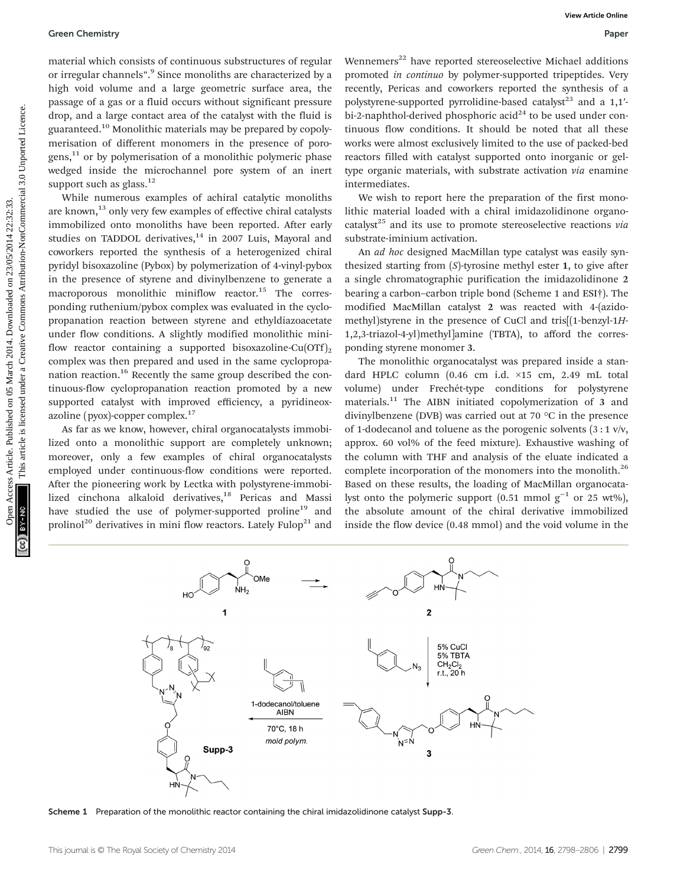material which consists of continuous substructures of regular or irregular channels".[9] Since monoliths are characterized by a high void volume and a large geometric surface area, the passage of a gas or a fluid occurs without significant pressure drop, and a large contact area of the catalyst with the fluid is guaranteed.[10] Monolithic materials may be prepared by copolymerisation of different monomers in the presence of porogens,[11] or by polymerisation of a monolithic polymeric phase wedged inside the microchannel pore system of an inert support such as glass.[12]

While numerous examples of achiral catalytic monoliths are known,[13] only very few examples of effective chiral catalysts immobilized onto monoliths have been reported. After early studies on TADDOL derivatives,[14] in 2007 Luis, Mayoral and coworkers reported the synthesis of a heterogenized chiral pyridyl bisoxazoline (Pybox) by polymerization of 4-vinyl-pybox in the presence of styrene and divinylbenzene to generate a macroporous monolithic miniflow reactor.[15] The corresponding ruthenium/pybox complex was evaluated in the cyclopropanation reaction between styrene and ethyldiazoacetate under flow conditions. A slightly modified monolithic miniflow reactor containing a supported bisoxazoline-Cu(OTf)$_2$ complex was then prepared and used in the same cyclopropanation reaction.[16] Recently the same group described the continuous-flow cyclopropanation reaction promoted by a new supported catalyst with improved efficiency, a pyridineoxazoline (pyox)-copper complex.[17]

As far as we know, however, chiral organocatalysts immobilized onto a monolithic support are completely unknown; moreover, only a few examples of chiral organocatalysts employed under continuous-flow conditions were reported. After the pioneering work by Lectka with polystyrene-immobilized cinchona alkaloid derivatives,[18] Pericas and Massi have studied the use of polymer-supported proline[19] and prolinol[20] derivatives in mini flow reactors. Lately Fulop[21] and Wennemers[22] have reported stereoselective Michael additions promoted *in continuo* by polymer-supported tripeptides. Very recently, Pericas and coworkers reported the synthesis of a polystyrene-supported pyrrolidine-based catalyst[23] and a 1,1′-bi-2-naphthol-derived phosphoric acid[24] to be used under continuous flow conditions. It should be noted that all these works were almost exclusively limited to the use of packed-bed reactors filled with catalyst supported onto inorganic or gel-type organic materials, with substrate activation *via* enamine intermediates.

We wish to report here the preparation of the first monolithic material loaded with a chiral imidazolidinone organocatalyst[25] and its use to promote stereoselective reactions *via* substrate-iminium activation.

An *ad hoc* designed MacMillan type catalyst was easily synthesized starting from (*S*)-tyrosine methyl ester **1**, to give after a single chromatographic purification the imidazolidinone **2** bearing a carbon–carbon triple bond (Scheme 1 and ESI†). The modified MacMillan catalyst **2** was reacted with 4-(azidomethyl)styrene in the presence of CuCl and tris[(1-benzyl-1*H*-1,2,3-triazol-4-yl)methyl]amine (TBTA), to afford the corresponding styrene monomer **3**.

The monolithic organocatalyst was prepared inside a standard HPLC column (0.46 cm i.d. ×15 cm, 2.49 mL total volume) under Frechét-type conditions for polystyrene materials.[11] The AIBN initiated copolymerization of **3** and divinylbenzene (DVB) was carried out at 70 °C in the presence of 1-dodecanol and toluene as the porogenic solvents (3 : 1 v/v, approx. 60 vol% of the feed mixture). Exhaustive washing of the column with THF and analysis of the eluate indicated a complete incorporation of the monomers into the monolith.[26] Based on these results, the loading of MacMillan organocatalyst onto the polymeric support (0.51 mmol g$^{-1}$ or 25 wt%), the absolute amount of the chiral derivative immobilized inside the flow device (0.48 mmol) and the void volume in the

Scheme 1 Preparation of the monolithic reactor containing the chiral imidazolidinone catalyst **Supp-3**.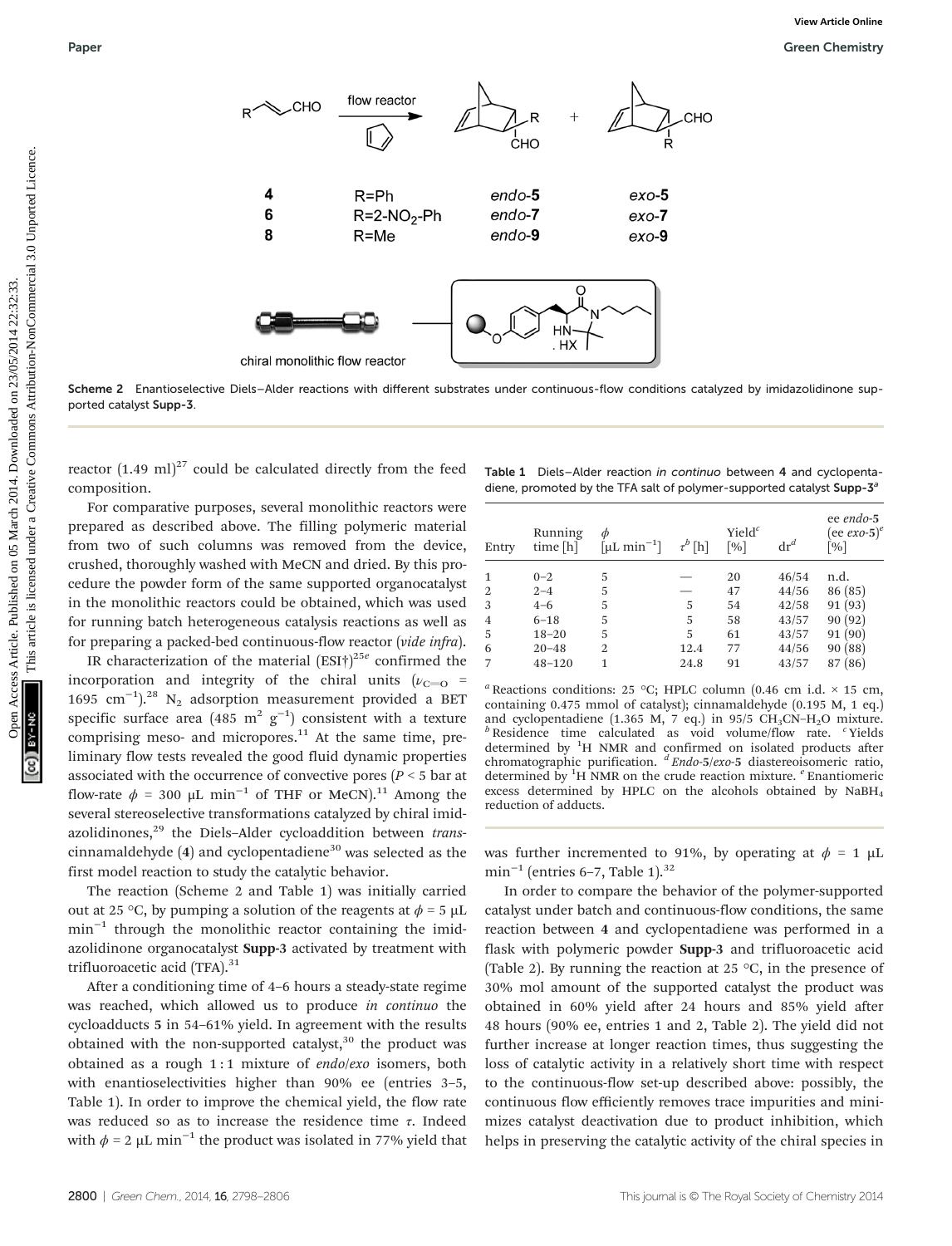Scheme 2 Enantioselective Diels–Alder reactions with different substrates under continuous-flow conditions catalyzed by imidazolidinone supported catalyst **Supp-3**.

reactor (1.49 ml)[27] could be calculated directly from the feed composition.

For comparative purposes, several monolithic reactors were prepared as described above. The filling polymeric material from two of such columns was removed from the device, crushed, thoroughly washed with MeCN and dried. By this procedure the powder form of the same supported organocatalyst in the monolithic reactors could be obtained, which was used for running batch heterogeneous catalysis reactions as well as for preparing a packed-bed continuous-flow reactor (*vide infra*).

IR characterization of the material (ESI†)[25e] confirmed the incorporation and integrity of the chiral units ($\nu_{C=O}$ = 1695 $cm^{-1}$).[28] $N_2$ adsorption measurement provided a BET specific surface area (485 $m^2$ $g^{-1}$) consistent with a texture comprising meso- and micropores.[11] At the same time, preliminary flow tests revealed the good fluid dynamic properties associated with the occurrence of convective pores ($P$ < 5 bar at flow-rate $\phi$ = 300 μL $min^{-1}$ of THF or MeCN).[11] Among the several stereoselective transformations catalyzed by chiral imidazolidinones,[29] the Diels–Alder cycloaddition between *trans*-cinnamaldehyde (**4**) and cyclopentadiene[30] was selected as the first model reaction to study the catalytic behavior.

The reaction (Scheme 2 and Table 1) was initially carried out at 25 °C, by pumping a solution of the reagents at $\phi$ = 5 μL $min^{-1}$ through the monolithic reactor containing the imidazolidinone organocatalyst **Supp-3** activated by treatment with trifluoroacetic acid (TFA).[31]

After a conditioning time of 4–6 hours a steady-state regime was reached, which allowed us to produce *in continuo* the cycloadducts **5** in 54–61% yield. In agreement with the results obtained with the non-supported catalyst,[30] the product was obtained as a rough 1 : 1 mixture of *endo*/*exo* isomers, both with enantioselectivities higher than 90% ee (entries 3–5, Table 1). In order to improve the chemical yield, the flow rate was reduced so as to increase the residence time $\tau$. Indeed with $\phi$ = 2 μL $min^{-1}$ the product was isolated in 77% yield that was further incremented to 91%, by operating at $\phi$ = 1 μL $min^{-1}$ (entries 6–7, Table 1).[32]

**Table 1** Diels–Alder reaction *in continuo* between **4** and cyclopentadiene, promoted by the TFA salt of polymer-supported catalyst **Supp-3**[a]

| Entry | Running time [h] | $\phi$ [μL $min^{-1}$] | $\tau$[b] [h] | Yield[c] [%] | dr[d] | ee *endo*-**5** (ee *exo*-**5**)[e] [%] |
|---|---|---|---|---|---|---|
| 1 | 0–2 | 5 | — | 20 | 46/54 | n.d. |
| 2 | 2–4 | 5 | — | 47 | 44/56 | 86 (85) |
| 3 | 4–6 | 5 | 5 | 54 | 42/58 | 91 (93) |
| 4 | 6–18 | 5 | 5 | 58 | 43/57 | 90 (92) |
| 5 | 18–20 | 5 | 5 | 61 | 43/57 | 91 (90) |
| 6 | 20–48 | 2 | 12.4 | 77 | 44/56 | 90 (88) |
| 7 | 48–120 | 1 | 24.8 | 91 | 43/57 | 87 (86) |

[a] Reactions conditions: 25 °C; HPLC column (0.46 cm i.d. × 15 cm, containing 0.475 mmol of catalyst); cinnamaldehyde (0.195 M, 1 eq.) and cyclopentadiene (1.365 M, 7 eq.) in 95/5 $CH_3CN$–$H_2O$ mixture. [b] Residence time calculated as void volume/flow rate. [c] Yields determined by $^1H$ NMR and confirmed on isolated products after chromatographic purification. [d] *Endo*-**5**/*exo*-**5** diastereoisomeric ratio, determined by $^1H$ NMR on the crude reaction mixture. [e] Enantiomeric excess determined by HPLC on the alcohols obtained by $NaBH_4$ reduction of adducts.

In order to compare the behavior of the polymer-supported catalyst under batch and continuous-flow conditions, the same reaction between **4** and cyclopentadiene was performed in a flask with polymeric powder **Supp-3** and trifluoroacetic acid (Table 2). By running the reaction at 25 °C, in the presence of 30% mol amount of the supported catalyst the product was obtained in 60% yield after 24 hours and 85% yield after 48 hours (90% ee, entries 1 and 2, Table 2). The yield did not further increase at longer reaction times, thus suggesting the loss of catalytic activity in a relatively short time with respect to the continuous-flow set-up described above: possibly, the continuous flow efficiently removes trace impurities and minimizes catalyst deactivation due to product inhibition, which helps in preserving the catalytic activity of the chiral species in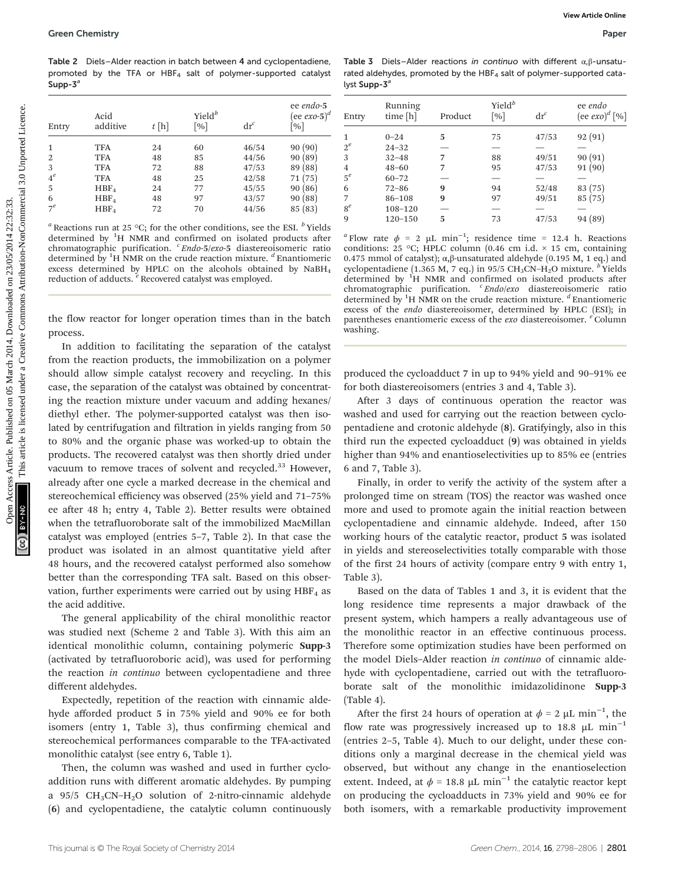**Table 2** Diels–Alder reaction in batch between **4** and cyclopentadiene, promoted by the TFA or $HBF_4$ salt of polymer-supported catalyst **Supp-3**[a]

| Entry | Acid additive | *t* [h] | Yield[b] [%] | dr[c] | ee *endo*-**5** (ee *exo*-**5**)[d] [%] |
|---|---|---|---|---|---|
| 1 | TFA | 24 | 60 | 46/54 | 90 (90) |
| 2 | TFA | 48 | 85 | 44/56 | 90 (89) |
| 3 | TFA | 72 | 88 | 47/53 | 89 (88) |
| 4[e] | TFA | 48 | 25 | 42/58 | 71 (75) |
| 5 | $HBF_4$ | 24 | 77 | 45/55 | 90 (86) |
| 6 | $HBF_4$ | 48 | 97 | 43/57 | 90 (88) |
| 7[e] | $HBF_4$ | 72 | 70 | 44/56 | 85 (83) |

[a] Reactions run at 25 °C; for the other conditions, see the ESI. [b] Yields determined by $^1$H NMR and confirmed on isolated products after chromatographic purification. [c] *Endo*-**5**/*exo*-**5** diastereoisomeric ratio determined by $^1$H NMR on the crude reaction mixture. [d] Enantiomeric excess determined by HPLC on the alcohols obtained by $NaBH_4$ reduction of adducts. [e] Recovered catalyst was employed.

the flow reactor for longer operation times than in the batch process.

In addition to facilitating the separation of the catalyst from the reaction products, the immobilization on a polymer should allow simple catalyst recovery and recycling. In this case, the separation of the catalyst was obtained by concentrating the reaction mixture under vacuum and adding hexanes/diethyl ether. The polymer-supported catalyst was then isolated by centrifugation and filtration in yields ranging from 50 to 80% and the organic phase was worked-up to obtain the products. The recovered catalyst was then shortly dried under vacuum to remove traces of solvent and recycled.[33] However, already after one cycle a marked decrease in the chemical and stereochemical efficiency was observed (25% yield and 71–75% ee after 48 h; entry 4, Table 2). Better results were obtained when the tetrafluoroborate salt of the immobilized MacMillan catalyst was employed (entries 5–7, Table 2). In that case the product was isolated in an almost quantitative yield after 48 hours, and the recovered catalyst performed also somehow better than the corresponding TFA salt. Based on this observation, further experiments were carried out by using $HBF_4$ as the acid additive.

The general applicability of the chiral monolithic reactor was studied next (Scheme 2 and Table 3). With this aim an identical monolithic column, containing polymeric **Supp-3** (activated by tetrafluoroboric acid), was used for performing the reaction *in continuo* between cyclopentadiene and three different aldehydes.

Expectedly, repetition of the reaction with cinnamic aldehyde afforded product **5** in 75% yield and 90% ee for both isomers (entry 1, Table 3), thus confirming chemical and stereochemical performances comparable to the TFA-activated monolithic catalyst (see entry 6, Table 1).

Then, the column was washed and used in further cycloaddition runs with different aromatic aldehydes. By pumping a 95/5 $CH_3CN$–$H_2O$ solution of 2-nitro-cinnamic aldehyde (**6**) and cyclopentadiene, the catalytic column continuously

**Table 3** Diels–Alder reactions *in continuo* with different α,β-unsaturated aldehydes, promoted by the $HBF_4$ salt of polymer-supported catalyst **Supp-3**[a]

| Entry | Running time [h] | Product | Yield[b] [%] | dr[c] | ee *endo* (ee *exo*)[d] [%] |
|---|---|---|---|---|---|
| 1 | 0–24 | **5** | 75 | 47/53 | 92 (91) |
| 2[e] | 24–32 | — | — | — | — |
| 3 | 32–48 | **7** | 88 | 49/51 | 90 (91) |
| 4 | 48–60 | **7** | 95 | 47/53 | 91 (90) |
| 5[e] | 60–72 | — | — | — | — |
| 6 | 72–86 | **9** | 94 | 52/48 | 83 (75) |
| 7 | 86–108 | **9** | 97 | 49/51 | 85 (75) |
| 8[e] | 108–120 | — | — | — | — |
| 9 | 120–150 | **5** | 73 | 47/53 | 94 (89) |

[a] Flow rate $\phi$ = 2 μL min$^{-1}$; residence time = 12.4 h. Reactions conditions: 25 °C; HPLC column (0.46 cm i.d. × 15 cm, containing 0.475 mmol of catalyst); α,β-unsaturated aldehyde (0.195 M, 1 eq.) and cyclopentadiene (1.365 M, 7 eq.) in 95/5 $CH_3CN$–$H_2O$ mixture. [b] Yields determined by $^1$H NMR and confirmed on isolated products after chromatographic purification. [c] *Endo*/*exo* diastereoisomeric ratio determined by $^1$H NMR on the crude reaction mixture. [d] Enantiomeric excess of the *endo* diastereoisomer, determined by HPLC (ESI); in parentheses enantiomeric excess of the *exo* diastereoisomer. [e] Column washing.

produced the cycloadduct **7** in up to 94% yield and 90–91% ee for both diastereoisomers (entries 3 and 4, Table 3).

After 3 days of continuous operation the reactor was washed and used for carrying out the reaction between cyclopentadiene and crotonic aldehyde (**8**). Gratifyingly, also in this third run the expected cycloadduct (**9**) was obtained in yields higher than 94% and enantioselectivities up to 85% ee (entries 6 and 7, Table 3).

Finally, in order to verify the activity of the system after a prolonged time on stream (TOS) the reactor was washed once more and used to promote again the initial reaction between cyclopentadiene and cinnamic aldehyde. Indeed, after 150 working hours of the catalytic reactor, product **5** was isolated in yields and stereoselectivities totally comparable with those of the first 24 hours of activity (compare entry 9 with entry 1, Table 3).

Based on the data of Tables 1 and 3, it is evident that the long residence time represents a major drawback of the present system, which hampers a really advantageous use of the monolithic reactor in an effective continuous process. Therefore some optimization studies have been performed on the model Diels–Alder reaction *in continuo* of cinnamic aldehyde with cyclopentadiene, carried out with the tetrafluoroborate salt of the monolithic imidazolidinone **Supp-3** (Table 4).

After the first 24 hours of operation at $\phi$ = 2 μL min$^{-1}$, the flow rate was progressively increased up to 18.8 μL min$^{-1}$ (entries 2–5, Table 4). Much to our delight, under these conditions only a marginal decrease in the chemical yield was observed, but without any change in the enantioselection extent. Indeed, at $\phi$ = 18.8 μL min$^{-1}$ the catalytic reactor kept on producing the cycloadducts in 73% yield and 90% ee for both isomers, with a remarkable productivity improvement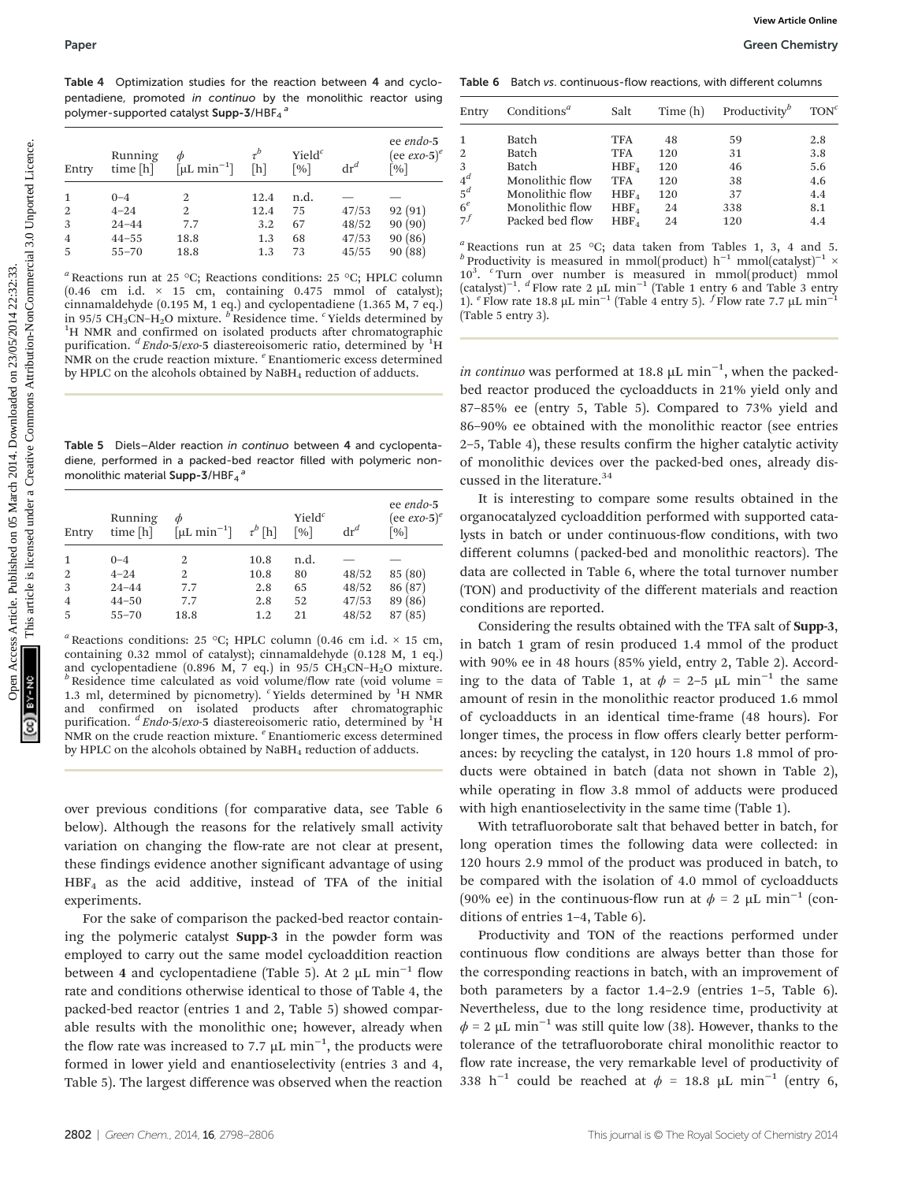**Table 4** Optimization studies for the reaction between **4** and cyclopentadiene, promoted *in continuo* by the monolithic reactor using polymer-supported catalyst **Supp-3**/$HBF_4$ [a]

| Entry | Running time [h] | $\phi$ [μL min$^{-1}$] | $\tau$[b] [h] | Yield[c] [%] | dr[d] | ee *endo*-**5** (ee *exo*-**5**)[e] [%] |
|---|---|---|---|---|---|---|
| 1 | 0–4 | 2 | 12.4 | n.d. | — | — |
| 2 | 4–24 | 2 | 12.4 | 75 | 47/53 | 92 (91) |
| 3 | 24–44 | 7.7 | 3.2 | 67 | 48/52 | 90 (90) |
| 4 | 44–55 | 18.8 | 1.3 | 68 | 47/53 | 90 (86) |
| 5 | 55–70 | 18.8 | 1.3 | 73 | 45/55 | 90 (88) |

[a] Reactions run at 25 °C; Reactions conditions: 25 °C; HPLC column (0.46 cm i.d. × 15 cm, containing 0.475 mmol of catalyst); cinnamaldehyde (0.195 M, 1 eq.) and cyclopentadiene (1.365 M, 7 eq.) in 95/5 $CH_3CN$–$H_2O$ mixture. [b] Residence time. [c] Yields determined by $^1H$ NMR and confirmed on isolated products after chromatographic purification. [d] *Endo*-**5**/*exo*-**5** diastereoisomeric ratio, determined by $^1H$ NMR on the crude reaction mixture. [e] Enantiomeric excess determined by HPLC on the alcohols obtained by $NaBH_4$ reduction of adducts.

**Table 5** Diels–Alder reaction *in continuo* between **4** and cyclopentadiene, performed in a packed-bed reactor filled with polymeric non-monolithic material **Supp-3**/$HBF_4$ [a]

| Entry | Running time [h] | $\phi$ [μL min$^{-1}$] | $\tau$[b] [h] | Yield[c] [%] | dr[d] | ee *endo*-**5** (ee *exo*-**5**)[e] [%] |
|---|---|---|---|---|---|---|
| 1 | 0–4 | 2 | 10.8 | n.d. | — | — |
| 2 | 4–24 | 2 | 10.8 | 80 | 48/52 | 85 (80) |
| 3 | 24–44 | 7.7 | 2.8 | 65 | 48/52 | 86 (87) |
| 4 | 44–50 | 7.7 | 2.8 | 52 | 47/53 | 89 (86) |
| 5 | 55–70 | 18.8 | 1.2 | 21 | 48/52 | 87 (85) |

[a] Reactions conditions: 25 °C; HPLC column (0.46 cm i.d. × 15 cm, containing 0.32 mmol of catalyst); cinnamaldehyde (0.128 M, 1 eq.) and cyclopentadiene (0.896 M, 7 eq.) in 95/5 $CH_3CN$–$H_2O$ mixture. [b] Residence time calculated as void volume/flow rate (void volume = 1.3 ml, determined by picnometry). [c] Yields determined by $^1H$ NMR and confirmed on isolated products after chromatographic purification. [d] *Endo*-**5**/*exo*-**5** diastereoisomeric ratio, determined by $^1H$ NMR on the crude reaction mixture. [e] Enantiomeric excess determined by HPLC on the alcohols obtained by $NaBH_4$ reduction of adducts.

over previous conditions (for comparative data, see Table 6 below). Although the reasons for the relatively small activity variation on changing the flow-rate are not clear at present, these findings evidence another significant advantage of using $HBF_4$ as the acid additive, instead of TFA of the initial experiments.

For the sake of comparison the packed-bed reactor containing the polymeric catalyst **Supp-3** in the powder form was employed to carry out the same model cycloaddition reaction between **4** and cyclopentadiene (Table 5). At 2 μL min$^{-1}$ flow rate and conditions otherwise identical to those of Table 4, the packed-bed reactor (entries 1 and 2, Table 5) showed comparable results with the monolithic one; however, already when the flow rate was increased to 7.7 μL min$^{-1}$, the products were formed in lower yield and enantioselectivity (entries 3 and 4, Table 5). The largest difference was observed when the reaction *in continuo* was performed at 18.8 μL min$^{-1}$, when the packed-bed reactor produced the cycloadducts in 21% yield only and 87–85% ee (entry 5, Table 5). Compared to 73% yield and 86–90% ee obtained with the monolithic reactor (see entries 2–5, Table 4), these results confirm the higher catalytic activity of monolithic devices over the packed-bed ones, already discussed in the literature.[34]

**Table 6** Batch *vs.* continuous-flow reactions, with different columns

| Entry | Conditions[a] | Salt | Time (h) | Productivity[b] | TON[c] |
|---|---|---|---|---|---|
| 1 | Batch | TFA | 48 | 59 | 2.8 |
| 2 | Batch | TFA | 120 | 31 | 3.8 |
| 3 | Batch | $HBF_4$ | 120 | 46 | 5.6 |
| 4[d] | Monolithic flow | TFA | 120 | 38 | 4.6 |
| 5[d] | Monolithic flow | $HBF_4$ | 120 | 37 | 4.4 |
| 6[e] | Monolithic flow | $HBF_4$ | 24 | 338 | 8.1 |
| 7[f] | Packed bed flow | $HBF_4$ | 24 | 120 | 4.4 |

[a] Reactions run at 25 °C; data taken from Tables 1, 3, 4 and 5. [b] Productivity is measured in mmol(product) h$^{-1}$ mmol(catalyst)$^{-1}$ × $10^3$. [c] Turn over number is measured in mmol(product) mmol (catalyst)$^{-1}$. [d] Flow rate 2 μL min$^{-1}$ (Table 1 entry 6 and Table 3 entry 1). [e] Flow rate 18.8 μL min$^{-1}$ (Table 4 entry 5). [f] Flow rate 7.7 μL min$^{-1}$ (Table 5 entry 3).

It is interesting to compare some results obtained in the organocatalyzed cycloaddition performed with supported catalysts in batch or under continuous-flow conditions, with two different columns (packed-bed and monolithic reactors). The data are collected in Table 6, where the total turnover number (TON) and productivity of the different materials and reaction conditions are reported.

Considering the results obtained with the TFA salt of **Supp-3**, in batch 1 gram of resin produced 1.4 mmol of the product with 90% ee in 48 hours (85% yield, entry 2, Table 2). According to the data of Table 1, at $\phi$ = 2–5 μL min$^{-1}$ the same amount of resin in the monolithic reactor produced 1.6 mmol of cycloadducts in an identical time-frame (48 hours). For longer times, the process in flow offers clearly better performances: by recycling the catalyst, in 120 hours 1.8 mmol of products were obtained in batch (data not shown in Table 2), while operating in flow 3.8 mmol of adducts were produced with high enantioselectivity in the same time (Table 1).

With tetrafluoroborate salt that behaved better in batch, for long operation times the following data were collected: in 120 hours 2.9 mmol of the product was produced in batch, to be compared with the isolation of 4.0 mmol of cycloadducts (90% ee) in the continuous-flow run at $\phi$ = 2 μL min$^{-1}$ (conditions of entries 1–4, Table 6).

Productivity and TON of the reactions performed under continuous flow conditions are always better than those for the corresponding reactions in batch, with an improvement of both parameters by a factor 1.4–2.9 (entries 1–5, Table 6). Nevertheless, due to the long residence time, productivity at $\phi$ = 2 μL min$^{-1}$ was still quite low (38). However, thanks to the tolerance of the tetrafluoroborate chiral monolithic reactor to flow rate increase, the very remarkable level of productivity of 338 h$^{-1}$ could be reached at $\phi$ = 18.8 μL min$^{-1}$ (entry 6,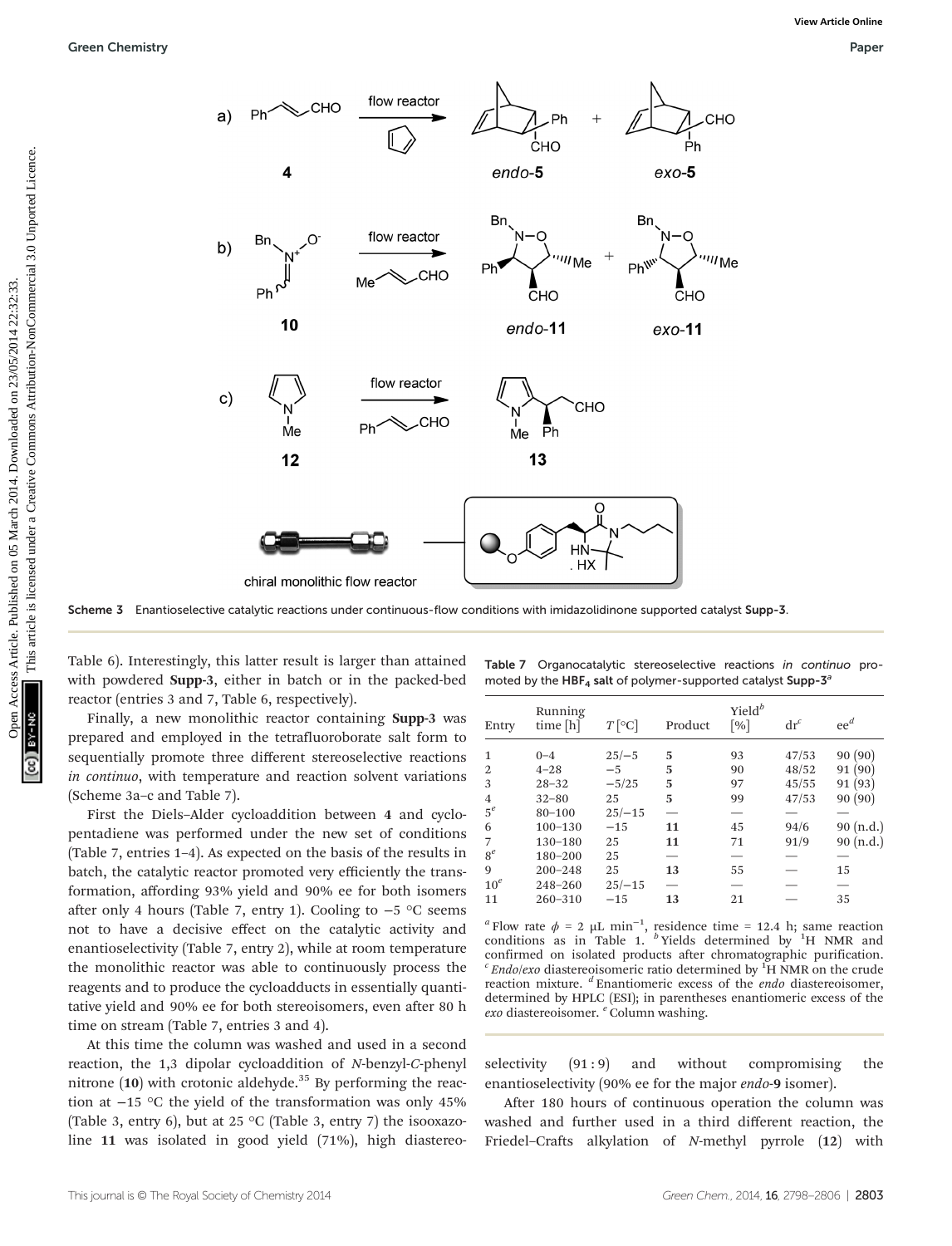Scheme 3 Enantioselective catalytic reactions under continuous-flow conditions with imidazolidinone supported catalyst **Supp-3**.

Table 6). Interestingly, this latter result is larger than attained with powdered **Supp-3**, either in batch or in the packed-bed reactor (entries 3 and 7, Table 6, respectively).

Finally, a new monolithic reactor containing **Supp-3** was prepared and employed in the tetrafluoroborate salt form to sequentially promote three different stereoselective reactions *in continuo*, with temperature and reaction solvent variations (Scheme 3a–c and Table 7).

First the Diels–Alder cycloaddition between **4** and cyclopentadiene was performed under the new set of conditions (Table 7, entries 1–4). As expected on the basis of the results in batch, the catalytic reactor promoted very efficiently the transformation, affording 93% yield and 90% ee for both isomers after only 4 hours (Table 7, entry 1). Cooling to −5 °C seems not to have a decisive effect on the catalytic activity and enantioselectivity (Table 7, entry 2), while at room temperature the monolithic reactor was able to continuously process the reagents and to produce the cycloadducts in essentially quantitative yield and 90% ee for both stereoisomers, even after 80 h time on stream (Table 7, entries 3 and 4).

At this time the column was washed and used in a second reaction, the 1,3 dipolar cycloaddition of *N*-benzyl-*C*-phenyl nitrone (**10**) with crotonic aldehyde.[35] By performing the reaction at −15 °C the yield of the transformation was only 45% (Table 3, entry 6), but at 25 °C (Table 3, entry 7) the isooxazoline **11** was isolated in good yield (71%), high diastereoselectivity (91 : 9) and without compromising the enantioselectivity (90% ee for the major *endo*-**9** isomer).

After 180 hours of continuous operation the column was washed and further used in a third different reaction, the Friedel–Crafts alkylation of *N*-methyl pyrrole (**12**) with

Table 7 Organocatalytic stereoselective reactions *in continuo* promoted by the $HBF_4$ salt of polymer-supported catalyst **Supp-3**[a]

| Entry | Running time [h] | $T$ [°C] | Product | Yield[b] [%] | dr[c] | ee[d] |
|---|---|---|---|---|---|---|
| 1 | 0–4 | 25/−5 | **5** | 93 | 47/53 | 90 (90) |
| 2 | 4–28 | −5 | **5** | 90 | 48/52 | 91 (90) |
| 3 | 28–32 | −5/25 | **5** | 97 | 45/55 | 91 (93) |
| 4 | 32–80 | 25 | **5** | 99 | 47/53 | 90 (90) |
| 5[e] | 80–100 | 25/−15 | — | — | — | — |
| 6 | 100–130 | −15 | **11** | 45 | 94/6 | 90 (n.d.) |
| 7 | 130–180 | 25 | **11** | 71 | 91/9 | 90 (n.d.) |
| 8[e] | 180–200 | 25 | — | — | — | — |
| 9 | 200–248 | 25 | **13** | 55 | — | 15 |
| 10[e] | 248–260 | 25/−15 | — | — | — | — |
| 11 | 260–310 | −15 | **13** | 21 | — | 35 |

[a] Flow rate $\phi$ = 2 μL min$^{-1}$, residence time = 12.4 h; same reaction conditions as in Table 1. [b] Yields determined by $^1$H NMR and confirmed on isolated products after chromatographic purification. [c] *Endo*/*exo* diastereoisomeric ratio determined by $^1$H NMR on the crude reaction mixture. [d] Enantiomeric excess of the *endo* diastereoisomer, determined by HPLC (ESI); in parentheses enantiomeric excess of the *exo* diastereoisomer. [e] Column washing.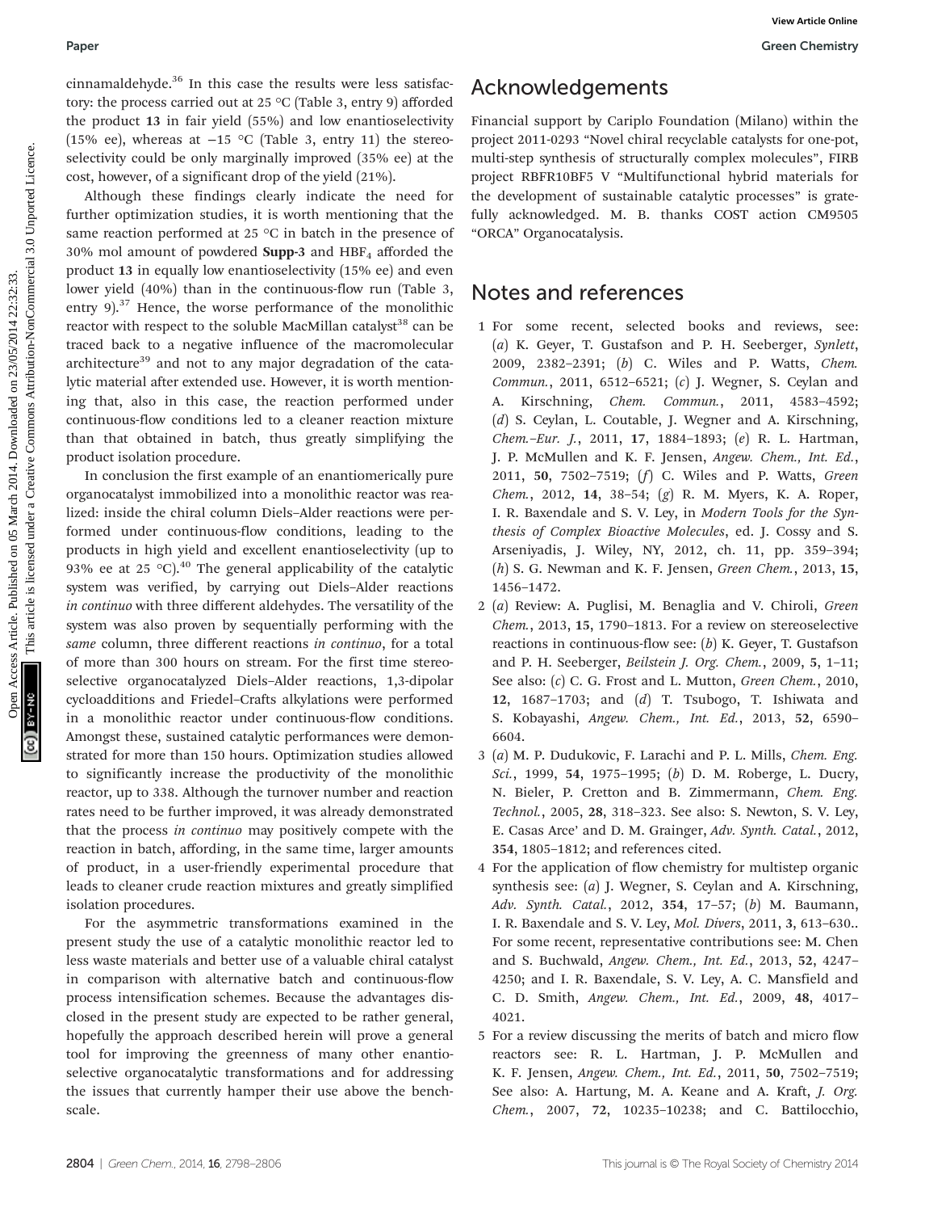cinnamaldehyde.[36] In this case the results were less satisfactory: the process carried out at 25 °C (Table 3, entry 9) afforded the product **13** in fair yield (55%) and low enantioselectivity (15% ee), whereas at −15 °C (Table 3, entry 11) the stereoselectivity could be only marginally improved (35% ee) at the cost, however, of a significant drop of the yield (21%).

Although these findings clearly indicate the need for further optimization studies, it is worth mentioning that the same reaction performed at 25 °C in batch in the presence of 30% mol amount of powdered **Supp-3** and $HBF_4$ afforded the product **13** in equally low enantioselectivity (15% ee) and even lower yield (40%) than in the continuous-flow run (Table 3, entry 9).[37] Hence, the worse performance of the monolithic reactor with respect to the soluble MacMillan catalyst[38] can be traced back to a negative influence of the macromolecular architecture[39] and not to any major degradation of the catalytic material after extended use. However, it is worth mentioning that, also in this case, the reaction performed under continuous-flow conditions led to a cleaner reaction mixture than that obtained in batch, thus greatly simplifying the product isolation procedure.

In conclusion the first example of an enantiomerically pure organocatalyst immobilized into a monolithic reactor was realized: inside the chiral column Diels–Alder reactions were performed under continuous-flow conditions, leading to the products in high yield and excellent enantioselectivity (up to 93% ee at 25 °C).[40] The general applicability of the catalytic system was verified, by carrying out Diels–Alder reactions *in continuo* with three different aldehydes. The versatility of the system was also proven by sequentially performing with the *same* column, three different reactions *in continuo*, for a total of more than 300 hours on stream. For the first time stereoselective organocatalyzed Diels–Alder reactions, 1,3-dipolar cycloadditions and Friedel–Crafts alkylations were performed in a monolithic reactor under continuous-flow conditions. Amongst these, sustained catalytic performances were demonstrated for more than 150 hours. Optimization studies allowed to significantly increase the productivity of the monolithic reactor, up to 338. Although the turnover number and reaction rates need to be further improved, it was already demonstrated that the process *in continuo* may positively compete with the reaction in batch, affording, in the same time, larger amounts of product, in a user-friendly experimental procedure that leads to cleaner crude reaction mixtures and greatly simplified isolation procedures.

For the asymmetric transformations examined in the present study the use of a catalytic monolithic reactor led to less waste materials and better use of a valuable chiral catalyst in comparison with alternative batch and continuous-flow process intensification schemes. Because the advantages disclosed in the present study are expected to be rather general, hopefully the approach described herein will prove a general tool for improving the greenness of many other enantioselective organocatalytic transformations and for addressing the issues that currently hamper their use above the bench-scale.

## Acknowledgements

Financial support by Cariplo Foundation (Milano) within the project 2011-0293 "Novel chiral recyclable catalysts for one-pot, multi-step synthesis of structurally complex molecules", FIRB project RBFR10BF5 V "Multifunctional hybrid materials for the development of sustainable catalytic processes" is gratefully acknowledged. M. B. thanks COST action CM9505 "ORCA" Organocatalysis.

## Notes and references

1 For some recent, selected books and reviews, see: (*a*) K. Geyer, T. Gustafson and P. H. Seeberger, *Synlett*, 2009, 2382–2391; (*b*) C. Wiles and P. Watts, *Chem. Commun.*, 2011, 6512–6521; (*c*) J. Wegner, S. Ceylan and A. Kirschning, *Chem. Commun.*, 2011, 4583–4592; (*d*) S. Ceylan, L. Coutable, J. Wegner and A. Kirschning, *Chem.–Eur. J.*, 2011, **17**, 1884–1893; (*e*) R. L. Hartman, J. P. McMullen and K. F. Jensen, *Angew. Chem., Int. Ed.*, 2011, **50**, 7502–7519; (*f*) C. Wiles and P. Watts, *Green Chem.*, 2012, **14**, 38–54; (*g*) R. M. Myers, K. A. Roper, I. R. Baxendale and S. V. Ley, in *Modern Tools for the Synthesis of Complex Bioactive Molecules*, ed. J. Cossy and S. Arseniyadis, J. Wiley, NY, 2012, ch. 11, pp. 359–394; (*h*) S. G. Newman and K. F. Jensen, *Green Chem.*, 2013, **15**, 1456–1472.

2 (*a*) Review: A. Puglisi, M. Benaglia and V. Chiroli, *Green Chem.*, 2013, **15**, 1790–1813. For a review on stereoselective reactions in continuous-flow see: (*b*) K. Geyer, T. Gustafson and P. H. Seeberger, *Beilstein J. Org. Chem.*, 2009, **5**, 1–11; See also: (*c*) C. G. Frost and L. Mutton, *Green Chem.*, 2010, **12**, 1687–1703; and (*d*) T. Tsubogo, T. Ishiwata and S. Kobayashi, *Angew. Chem., Int. Ed.*, 2013, **52**, 6590–6604.

3 (*a*) M. P. Dudukovic, F. Larachi and P. L. Mills, *Chem. Eng. Sci.*, 1999, **54**, 1975–1995; (*b*) D. M. Roberge, L. Ducry, N. Bieler, P. Cretton and B. Zimmermann, *Chem. Eng. Technol.*, 2005, **28**, 318–323. See also: S. Newton, S. V. Ley, E. Casas Arce' and D. M. Grainger, *Adv. Synth. Catal.*, 2012, **354**, 1805–1812; and references cited.

4 For the application of flow chemistry for multistep organic synthesis see: (*a*) J. Wegner, S. Ceylan and A. Kirschning, *Adv. Synth. Catal.*, 2012, **354**, 17–57; (*b*) M. Baumann, I. R. Baxendale and S. V. Ley, *Mol. Divers*, 2011, **3**, 613–630.. For some recent, representative contributions see: M. Chen and S. Buchwald, *Angew. Chem., Int. Ed.*, 2013, **52**, 4247–4250; and I. R. Baxendale, S. V. Ley, A. C. Mansfield and C. D. Smith, *Angew. Chem., Int. Ed.*, 2009, **48**, 4017–4021.

5 For a review discussing the merits of batch and micro flow reactors see: R. L. Hartman, J. P. McMullen and K. F. Jensen, *Angew. Chem., Int. Ed.*, 2011, **50**, 7502–7519; See also: A. Hartung, M. A. Keane and A. Kraft, *J. Org. Chem.*, 2007, **72**, 10235–10238; and C. Battilocchio,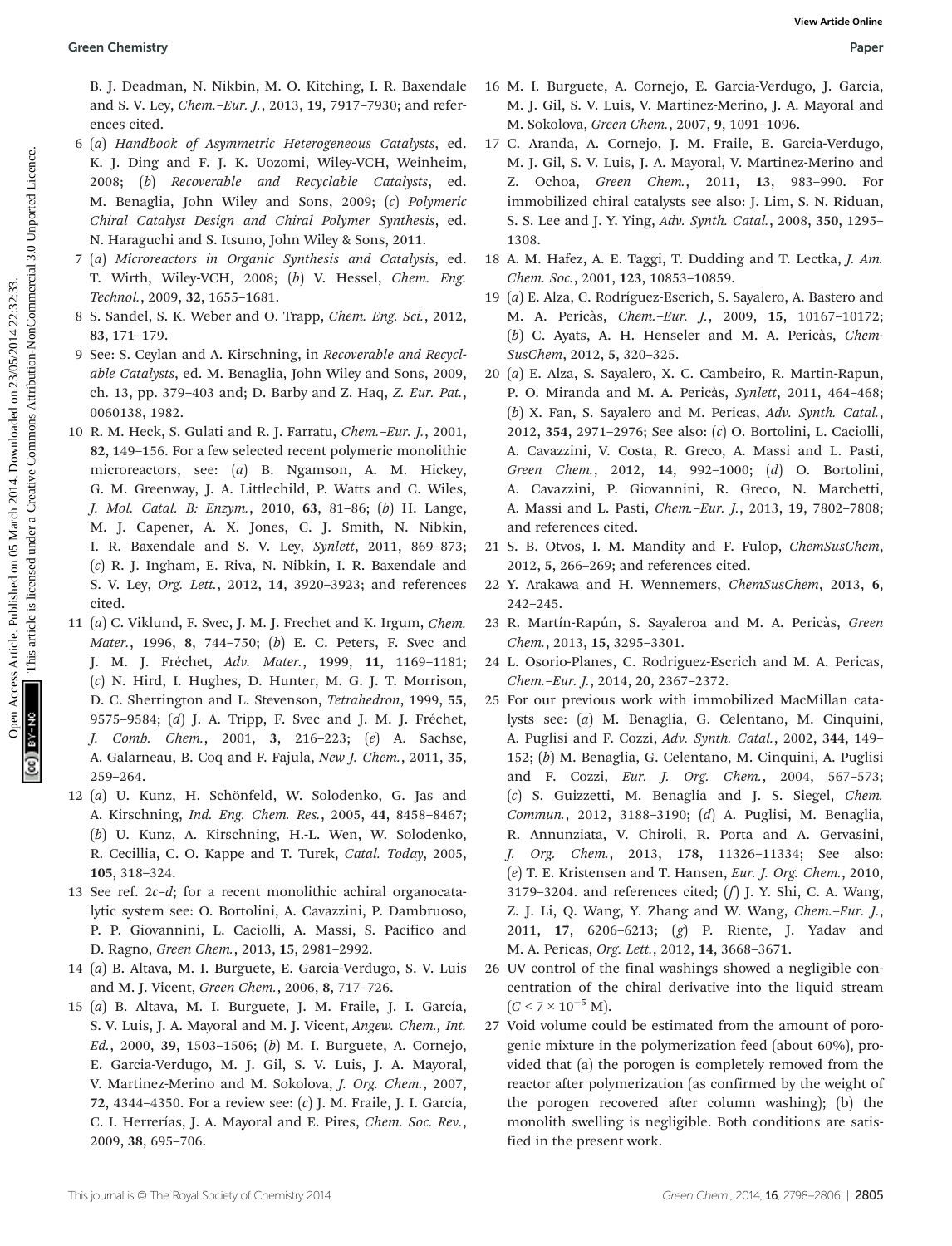B. J. Deadman, N. Nikbin, M. O. Kitching, I. R. Baxendale and S. V. Ley, *Chem.–Eur. J.*, 2013, **19**, 7917–7930; and references cited.

6 (*a*) *Handbook of Asymmetric Heterogeneous Catalysts*, ed. K. J. Ding and F. J. K. Uozomi, Wiley-VCH, Weinheim, 2008; (*b*) *Recoverable and Recyclable Catalysts*, ed. M. Benaglia, John Wiley and Sons, 2009; (*c*) *Polymeric Chiral Catalyst Design and Chiral Polymer Synthesis*, ed. N. Haraguchi and S. Itsuno, John Wiley & Sons, 2011.

7 (*a*) *Microreactors in Organic Synthesis and Catalysis*, ed. T. Wirth, Wiley-VCH, 2008; (*b*) V. Hessel, *Chem. Eng. Technol.*, 2009, **32**, 1655–1681.

8 S. Sandel, S. K. Weber and O. Trapp, *Chem. Eng. Sci.*, 2012, **83**, 171–179.

9 See: S. Ceylan and A. Kirschning, in *Recoverable and Recyclable Catalysts*, ed. M. Benaglia, John Wiley and Sons, 2009, ch. 13, pp. 379–403 and; D. Barby and Z. Haq, *Z. Eur. Pat.*, 0060138, 1982.

10 R. M. Heck, S. Gulati and R. J. Farratu, *Chem.–Eur. J.*, 2001, **82**, 149–156. For a few selected recent polymeric monolithic microreactors, see: (*a*) B. Ngamson, A. M. Hickey, G. M. Greenway, J. A. Littlechild, P. Watts and C. Wiles, *J. Mol. Catal. B: Enzym.*, 2010, **63**, 81–86; (*b*) H. Lange, M. J. Capener, A. X. Jones, C. J. Smith, N. Nibkin, I. R. Baxendale and S. V. Ley, *Synlett*, 2011, 869–873; (*c*) R. J. Ingham, E. Riva, N. Nibkin, I. R. Baxendale and S. V. Ley, *Org. Lett.*, 2012, **14**, 3920–3923; and references cited.

11 (*a*) C. Viklund, F. Svec, J. M. J. Frechet and K. Irgum, *Chem. Mater.*, 1996, **8**, 744–750; (*b*) E. C. Peters, F. Svec and J. M. J. Fréchet, *Adv. Mater.*, 1999, **11**, 1169–1181; (*c*) N. Hird, I. Hughes, D. Hunter, M. G. J. T. Morrison, D. C. Sherrington and L. Stevenson, *Tetrahedron*, 1999, **55**, 9575–9584; (*d*) J. A. Tripp, F. Svec and J. M. J. Fréchet, *J. Comb. Chem.*, 2001, **3**, 216–223; (*e*) A. Sachse, A. Galarneau, B. Coq and F. Fajula, *New J. Chem.*, 2011, **35**, 259–264.

12 (*a*) U. Kunz, H. Schönfeld, W. Solodenko, G. Jas and A. Kirschning, *Ind. Eng. Chem. Res.*, 2005, **44**, 8458–8467; (*b*) U. Kunz, A. Kirschning, H.-L. Wen, W. Solodenko, R. Cecillia, C. O. Kappe and T. Turek, *Catal. Today*, 2005, **105**, 318–324.

13 See ref. 2*c*–*d*; for a recent monolithic achiral organocatalytic system see: O. Bortolini, A. Cavazzini, P. Dambruoso, P. P. Giovannini, L. Caciolli, A. Massi, S. Pacifico and D. Ragno, *Green Chem.*, 2013, **15**, 2981–2992.

14 (*a*) B. Altava, M. I. Burguete, E. Garcia-Verdugo, S. V. Luis and M. J. Vicent, *Green Chem.*, 2006, **8**, 717–726.

15 (*a*) B. Altava, M. I. Burguete, J. M. Fraile, J. I. García, S. V. Luis, J. A. Mayoral and M. J. Vicent, *Angew. Chem., Int. Ed.*, 2000, **39**, 1503–1506; (*b*) M. I. Burguete, A. Cornejo, E. Garcia-Verdugo, M. J. Gil, S. V. Luis, J. A. Mayoral, V. Martinez-Merino and M. Sokolova, *J. Org. Chem.*, 2007, **72**, 4344–4350. For a review see: (*c*) J. M. Fraile, J. I. García, C. I. Herrerías, J. A. Mayoral and E. Pires, *Chem. Soc. Rev.*, 2009, **38**, 695–706.

16 M. I. Burguete, A. Cornejo, E. Garcia-Verdugo, J. Garcia, M. J. Gil, S. V. Luis, V. Martinez-Merino, J. A. Mayoral and M. Sokolova, *Green Chem.*, 2007, **9**, 1091–1096.

17 C. Aranda, A. Cornejo, J. M. Fraile, E. Garcia-Verdugo, M. J. Gil, S. V. Luis, J. A. Mayoral, V. Martinez-Merino and Z. Ochoa, *Green Chem.*, 2011, **13**, 983–990. For immobilized chiral catalysts see also: J. Lim, S. N. Riduan, S. S. Lee and J. Y. Ying, *Adv. Synth. Catal.*, 2008, **350**, 1295–1308.

18 A. M. Hafez, A. E. Taggi, T. Dudding and T. Lectka, *J. Am. Chem. Soc.*, 2001, **123**, 10853–10859.

19 (*a*) E. Alza, C. Rodríguez-Escrich, S. Sayalero, A. Bastero and M. A. Pericàs, *Chem.–Eur. J.*, 2009, **15**, 10167–10172; (*b*) C. Ayats, A. H. Henseler and M. A. Pericàs, *ChemSusChem*, 2012, **5**, 320–325.

20 (*a*) E. Alza, S. Sayalero, X. C. Cambeiro, R. Martin-Rapun, P. O. Miranda and M. A. Pericàs, *Synlett*, 2011, 464–468; (*b*) X. Fan, S. Sayalero and M. Pericas, *Adv. Synth. Catal.*, 2012, **354**, 2971–2976; See also: (*c*) O. Bortolini, L. Caciolli, A. Cavazzini, V. Costa, R. Greco, A. Massi and L. Pasti, *Green Chem.*, 2012, **14**, 992–1000; (*d*) O. Bortolini, A. Cavazzini, P. Giovannini, R. Greco, N. Marchetti, A. Massi and L. Pasti, *Chem.–Eur. J.*, 2013, **19**, 7802–7808; and references cited.

21 S. B. Otvos, I. M. Mandity and F. Fulop, *ChemSusChem*, 2012, **5**, 266–269; and references cited.

22 Y. Arakawa and H. Wennemers, *ChemSusChem*, 2013, **6**, 242–245.

23 R. Martín-Rapún, S. Sayaleroa and M. A. Pericàs, *Green Chem.*, 2013, **15**, 3295–3301.

24 L. Osorio-Planes, C. Rodriguez-Escrich and M. A. Pericas, *Chem.–Eur. J.*, 2014, **20**, 2367–2372.

25 For our previous work with immobilized MacMillan catalysts see: (*a*) M. Benaglia, G. Celentano, M. Cinquini, A. Puglisi and F. Cozzi, *Adv. Synth. Catal.*, 2002, **344**, 149–152; (*b*) M. Benaglia, G. Celentano, M. Cinquini, A. Puglisi and F. Cozzi, *Eur. J. Org. Chem.*, 2004, 567–573; (*c*) S. Guizzetti, M. Benaglia and J. S. Siegel, *Chem. Commun.*, 2012, 3188–3190; (*d*) A. Puglisi, M. Benaglia, R. Annunziata, V. Chiroli, R. Porta and A. Gervasini, *J. Org. Chem.*, 2013, **178**, 11326–11334; See also: (*e*) T. E. Kristensen and T. Hansen, *Eur. J. Org. Chem.*, 2010, 3179–3204. and references cited; (*f*) J. Y. Shi, C. A. Wang, Z. J. Li, Q. Wang, Y. Zhang and W. Wang, *Chem.–Eur. J.*, 2011, **17**, 6206–6213; (*g*) P. Riente, J. Yadav and M. A. Pericas, *Org. Lett.*, 2012, **14**, 3668–3671.

26 UV control of the final washings showed a negligible concentration of the chiral derivative into the liquid stream ($C < 7 \times 10^{-5}$ M).

27 Void volume could be estimated from the amount of porogenic mixture in the polymerization feed (about 60%), provided that (a) the porogen is completely removed from the reactor after polymerization (as confirmed by the weight of the porogen recovered after column washing); (b) the monolith swelling is negligible. Both conditions are satisfied in the present work.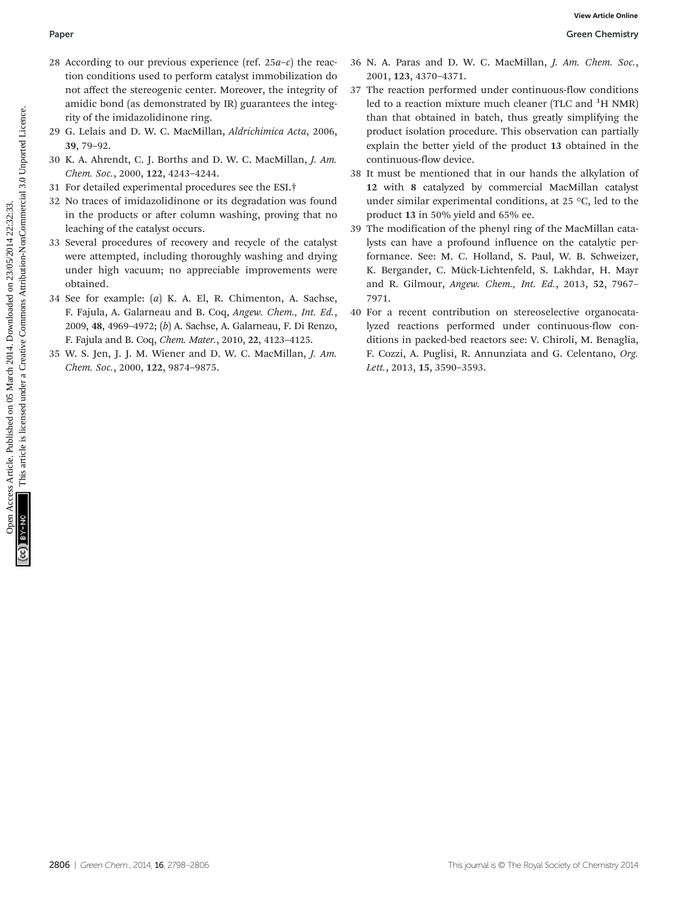28 According to our previous experience (ref. 25*a*–*c*) the reaction conditions used to perform catalyst immobilization do not affect the stereogenic center. Moreover, the integrity of amidic bond (as demonstrated by IR) guarantees the integrity of the imidazolidinone ring.

29 G. Lelais and D. W. C. MacMillan, *Aldrichimica Acta*, 2006, **39**, 79–92.

30 K. A. Ahrendt, C. J. Borths and D. W. C. MacMillan, *J. Am. Chem. Soc.*, 2000, **122**, 4243–4244.

31 For detailed experimental procedures see the ESI.†

32 No traces of imidazolidinone or its degradation was found in the products or after column washing, proving that no leaching of the catalyst occurs.

33 Several procedures of recovery and recycle of the catalyst were attempted, including thoroughly washing and drying under high vacuum; no appreciable improvements were obtained.

34 See for example: (*a*) K. A. El, R. Chimenton, A. Sachse, F. Fajula, A. Galarneau and B. Coq, *Angew. Chem., Int. Ed.*, 2009, **48**, 4969–4972; (*b*) A. Sachse, A. Galarneau, F. Di Renzo, F. Fajula and B. Coq, *Chem. Mater.*, 2010, **22**, 4123–4125.

35 W. S. Jen, J. J. M. Wiener and D. W. C. MacMillan, *J. Am. Chem. Soc.*, 2000, **122**, 9874–9875.

36 N. A. Paras and D. W. C. MacMillan, *J. Am. Chem. Soc.*, 2001, **123**, 4370–4371.

37 The reaction performed under continuous-flow conditions led to a reaction mixture much cleaner (TLC and $^1$H NMR) than that obtained in batch, thus greatly simplifying the product isolation procedure. This observation can partially explain the better yield of the product **13** obtained in the continuous-flow device.

38 It must be mentioned that in our hands the alkylation of **12** with **8** catalyzed by commercial MacMillan catalyst under similar experimental conditions, at 25 °C, led to the product **13** in 50% yield and 65% ee.

39 The modification of the phenyl ring of the MacMillan catalysts can have a profound influence on the catalytic performance. See: M. C. Holland, S. Paul, W. B. Schweizer, K. Bergander, C. Mück-Lichtenfeld, S. Lakhdar, H. Mayr and R. Gilmour, *Angew. Chem., Int. Ed.*, 2013, **52**, 7967–7971.

40 For a recent contribution on stereoselective organocatalyzed reactions performed under continuous-flow conditions in packed-bed reactors see: V. Chiroli, M. Benaglia, F. Cozzi, A. Puglisi, R. Annunziata and G. Celentano, *Org. Lett.*, 2013, **15**, 3590–3593.